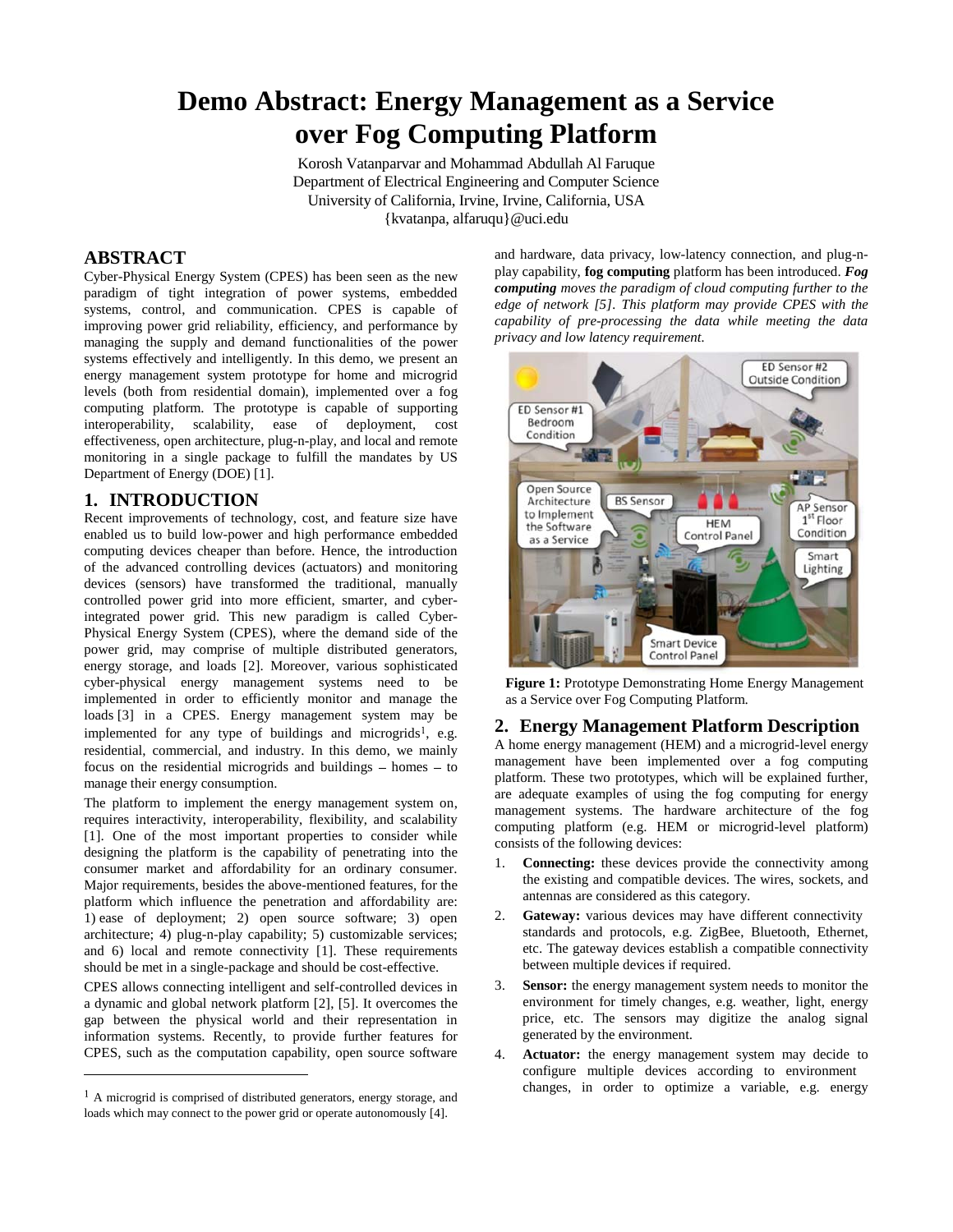# Demo Abstract: Energy Management as a Service over Fog Computing Platform

Korosh Vatanparvar and Mohammad Abdullah Al Faruque
Department of Electrical Engineering and Computer Science
University of California, Irvine, Irvine, California, USA
{kvatanpa, alfaruqu}@uci.edu

## ABSTRACT

Cyber-Physical Energy System (CPES) has been seen as the new paradigm of tight integration of power systems, embedded systems, control, and communication. CPES is capable of improving power grid reliability, efficiency, and performance by managing the supply and demand functionalities of the power systems effectively and intelligently. In this demo, we present an energy management system prototype for home and microgrid levels (both from residential domain), implemented over a fog computing platform. The prototype is capable of supporting interoperability, scalability, ease of deployment, cost effectiveness, open architecture, plug-n-play, and local and remote monitoring in a single package to fulfill the mandates by US Department of Energy (DOE) [1].

## 1. INTRODUCTION

Recent improvements of technology, cost, and feature size have enabled us to build low-power and high performance embedded computing devices cheaper than before. Hence, the introduction of the advanced controlling devices (actuators) and monitoring devices (sensors) have transformed the traditional, manually controlled power grid into more efficient, smarter, and cyber-integrated power grid. This new paradigm is called Cyber-Physical Energy System (CPES), where the demand side of the power grid, may comprise of multiple distributed generators, energy storage, and loads [2]. Moreover, various sophisticated cyber-physical energy management systems need to be implemented in order to efficiently monitor and manage the loads [3] in a CPES. Energy management system may be implemented for any type of buildings and microgrids[1], e.g. residential, commercial, and industry. In this demo, we mainly focus on the residential microgrids and buildings – homes – to manage their energy consumption.

The platform to implement the energy management system on, requires interactivity, interoperability, flexibility, and scalability [1]. One of the most important properties to consider while designing the platform is the capability of penetrating into the consumer market and affordability for an ordinary consumer. Major requirements, besides the above-mentioned features, for the platform which influence the penetration and affordability are: 1) ease of deployment; 2) open source software; 3) open architecture; 4) plug-n-play capability; 5) customizable services; and 6) local and remote connectivity [1]. These requirements should be met in a single-package and should be cost-effective.

CPES allows connecting intelligent and self-controlled devices in a dynamic and global network platform [2], [5]. It overcomes the gap between the physical world and their representation in information systems. Recently, to provide further features for CPES, such as the computation capability, open source software and hardware, data privacy, low-latency connection, and plug-n-play capability, **fog computing** platform has been introduced. ***Fog computing*** *moves the paradigm of cloud computing further to the edge of network [5]. This platform may provide CPES with the capability of pre-processing the data while meeting the data privacy and low latency requirement.*

ED Sensor #2 Outside Condition
ED Sensor #1 Bedroom Condition
Open Source Architecture to Implement the Software as a Service
BS Sensor
HEM Control Panel
AP Sensor 1st Floor Condition
Smart Lighting
Smart Device Control Panel

**Figure 1:** Prototype Demonstrating Home Energy Management as a Service over Fog Computing Platform.

## 2. Energy Management Platform Description

A home energy management (HEM) and a microgrid-level energy management have been implemented over a fog computing platform. These two prototypes, which will be explained further, are adequate examples of using the fog computing for energy management systems. The hardware architecture of the fog computing platform (e.g. HEM or microgrid-level platform) consists of the following devices:

1. **Connecting:** these devices provide the connectivity among the existing and compatible devices. The wires, sockets, and antennas are considered as this category.
2. **Gateway:** various devices may have different connectivity standards and protocols, e.g. ZigBee, Bluetooth, Ethernet, etc. The gateway devices establish a compatible connectivity between multiple devices if required.
3. **Sensor:** the energy management system needs to monitor the environment for timely changes, e.g. weather, light, energy price, etc. The sensors may digitize the analog signal generated by the environment.
4. **Actuator:** the energy management system may decide to configure multiple devices according to environment changes, in order to optimize a variable, e.g. energy

[1] A microgrid is comprised of distributed generators, energy storage, and loads which may connect to the power grid or operate autonomously [4].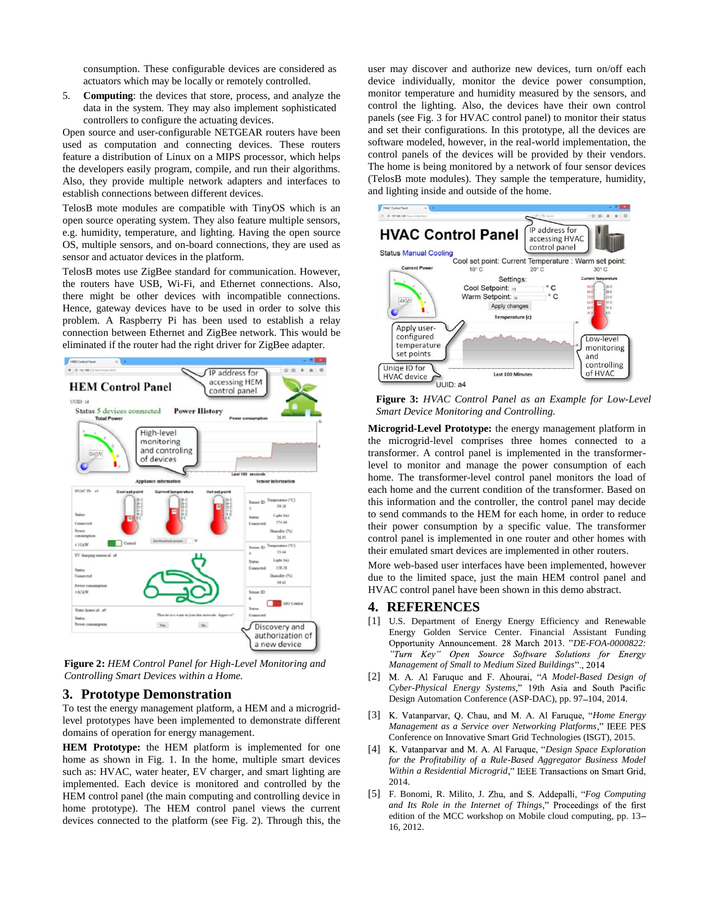consumption. These configurable devices are considered as actuators which may be locally or remotely controlled.

5. **Computing**: the devices that store, process, and analyze the data in the system. They may also implement sophisticated controllers to configure the actuating devices.

Open source and user-configurable NETGEAR routers have been used as computation and connecting devices. These routers feature a distribution of Linux on a MIPS processor, which helps the developers easily program, compile, and run their algorithms. Also, they provide multiple network adapters and interfaces to establish connections between different devices.

TelosB mote modules are compatible with TinyOS which is an open source operating system. They also feature multiple sensors, e.g. humidity, temperature, and lighting. Having the open source OS, multiple sensors, and on-board connections, they are used as sensor and actuator devices in the platform.

TelosB motes use ZigBee standard for communication. However, the routers have USB, Wi-Fi, and Ethernet connections. Also, there might be other devices with incompatible connections. Hence, gateway devices have to be used in order to solve this problem. A Raspberry Pi has been used to establish a relay connection between Ethernet and ZigBee network. This would be eliminated if the router had the right driver for ZigBee adapter.

*Figure 2: HEM Control Panel for High-Level Monitoring and Controlling Smart Devices within a Home.*

## 3. Prototype Demonstration

To test the energy management platform, a HEM and a microgrid-level prototypes have been implemented to demonstrate different domains of operation for energy management.

**HEM Prototype:** the HEM platform is implemented for one home as shown in Fig. 1. In the home, multiple smart devices such as: HVAC, water heater, EV charger, and smart lighting are implemented. Each device is monitored and controlled by the HEM control panel (the main computing and controlling device in home prototype). The HEM control panel views the current devices connected to the platform (see Fig. 2). Through this, the user may discover and authorize new devices, turn on/off each device individually, monitor the device power consumption, monitor temperature and humidity measured by the sensors, and control the lighting. Also, the devices have their own control panels (see Fig. 3 for HVAC control panel) to monitor their status and set their configurations. In this prototype, all the devices are software modeled, however, in the real-world implementation, the control panels of the devices will be provided by their vendors. The home is being monitored by a network of four sensor devices (TelosB mote modules). They sample the temperature, humidity, and lighting inside and outside of the home.

*Figure 3: HVAC Control Panel as an Example for Low-Level Smart Device Monitoring and Controlling.*

**Microgrid-Level Prototype:** the energy management platform in the microgrid-level comprises three homes connected to a transformer. A control panel is implemented in the transformer-level to monitor and manage the power consumption of each home. The transformer-level control panel monitors the load of each home and the current condition of the transformer. Based on this information and the controller, the control panel may decide to send commands to the HEM for each home, in order to reduce their power consumption by a specific value. The transformer control panel is implemented in one router and other homes with their emulated smart devices are implemented in other routers.

More web-based user interfaces have been implemented, however due to the limited space, just the main HEM control panel and HVAC control panel have been shown in this demo abstract.

## 4. REFERENCES

[1] U.S. Department of Energy Energy Efficiency and Renewable Energy Golden Service Center. Financial Assistant Funding Opportunity Announcement. 28 March 2013. "*DE-FOA-0000822: "Turn Key" Open Source Software Solutions for Energy Management of Small to Medium Sized Buildings*"., 2014

[2] M. A. Al Faruque and F. Ahourai, "*A Model-Based Design of Cyber-Physical Energy Systems*," 19th Asia and South Pacific Design Automation Conference (ASP-DAC), pp. 97–104, 2014.

[3] K. Vatanparvar, Q. Chau, and M. A. Al Faruque, "*Home Energy Management as a Service over Networking Platforms*," IEEE PES Conference on Innovative Smart Grid Technologies (ISGT), 2015.

[4] K. Vatanparvar and M. A. Al Faruque, "*Design Space Exploration for the Profitability of a Rule-Based Aggregator Business Model Within a Residential Microgrid*," IEEE Transactions on Smart Grid, 2014.

[5] F. Bonomi, R. Milito, J. Zhu, and S. Addepalli, "*Fog Computing and Its Role in the Internet of Things*," Proceedings of the first edition of the MCC workshop on Mobile cloud computing, pp. 13–16, 2012.